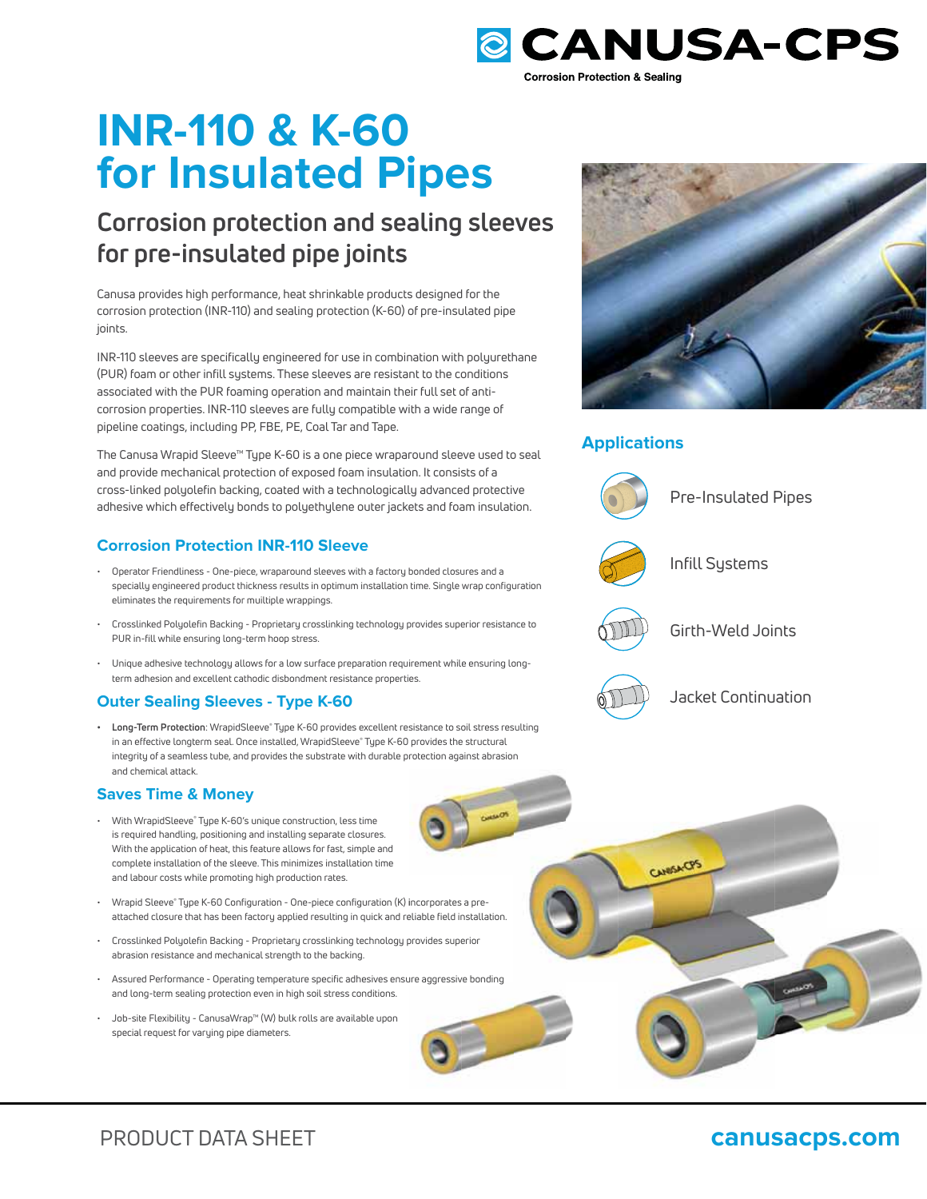# INR-110 & K-60 for Insulated Pipes

## Corrosion protection and sealing sleeves for pre-insulated pipe joints

Canusa provides high performance, heat shrinkable products designed for the corrosion protection (INR-110) and sealing protection (K-60) of pre-insulated pipe joints.

INR-110 sleeves are specifically engineered for use in combination with polyurethane (PUR) foam or other infill systems. These sleeves are resistant to the conditions associated with the PUR foaming operation and maintain their full set of anti-corrosion properties. INR-110 sleeves are fully compatible with a wide range of pipeline coatings, including PP, FBE, PE, Coal Tar and Tape.

The Canusa Wrapid Sleeve™ Type K-60 is a one piece wraparound sleeve used to seal and provide mechanical protection of exposed foam insulation. It consists of a cross-linked polyolefin backing, coated with a technologically advanced protective adhesive which effectively bonds to polyethylene outer jackets and foam insulation.

### Corrosion Protection INR-110 Sleeve

- Operator Friendliness - One-piece, wraparound sleeves with a factory bonded closures and a specially engineered product thickness results in optimum installation time. Single wrap configuration eliminates the requirements for muiltiple wrappings.
- Crosslinked Polyolefin Backing - Proprietary crosslinking technology provides superior resistance to PUR in-fill while ensuring long-term hoop stress.
- Unique adhesive technology allows for a low surface preparation requirement while ensuring long-term adhesion and excellent cathodic disbondment resistance properties.

### Outer Sealing Sleeves - Type K-60

- **Long-Term Protection**: WrapidSleeve® Type K-60 provides excellent resistance to soil stress resulting in an effective longterm seal. Once installed, WrapidSleeve® Type K-60 provides the structural integrity of a seamless tube, and provides the substrate with durable protection against abrasion and chemical attack.

### Saves Time & Money

- With WrapidSleeve® Type K-60's unique construction, less time is required handling, positioning and installing separate closures. With the application of heat, this feature allows for fast, simple and complete installation of the sleeve. This minimizes installation time and labour costs while promoting high production rates.
- Wrapid Sleeve® Type K-60 Configuration - One-piece configuration (K) incorporates a pre-attached closure that has been factory applied resulting in quick and reliable field installation.
- Crosslinked Polyolefin Backing - Proprietary crosslinking technology provides superior abrasion resistance and mechanical strength to the backing.
- Assured Performance - Operating temperature specific adhesives ensure aggressive bonding and long-term sealing protection even in high soil stress conditions.
- Job-site Flexibility - CanusaWrap™ (W) bulk rolls are available upon special request for varying pipe diameters.

### Applications

- Pre-Insulated Pipes
- Infill Systems
- Girth-Weld Joints
- Jacket Continuation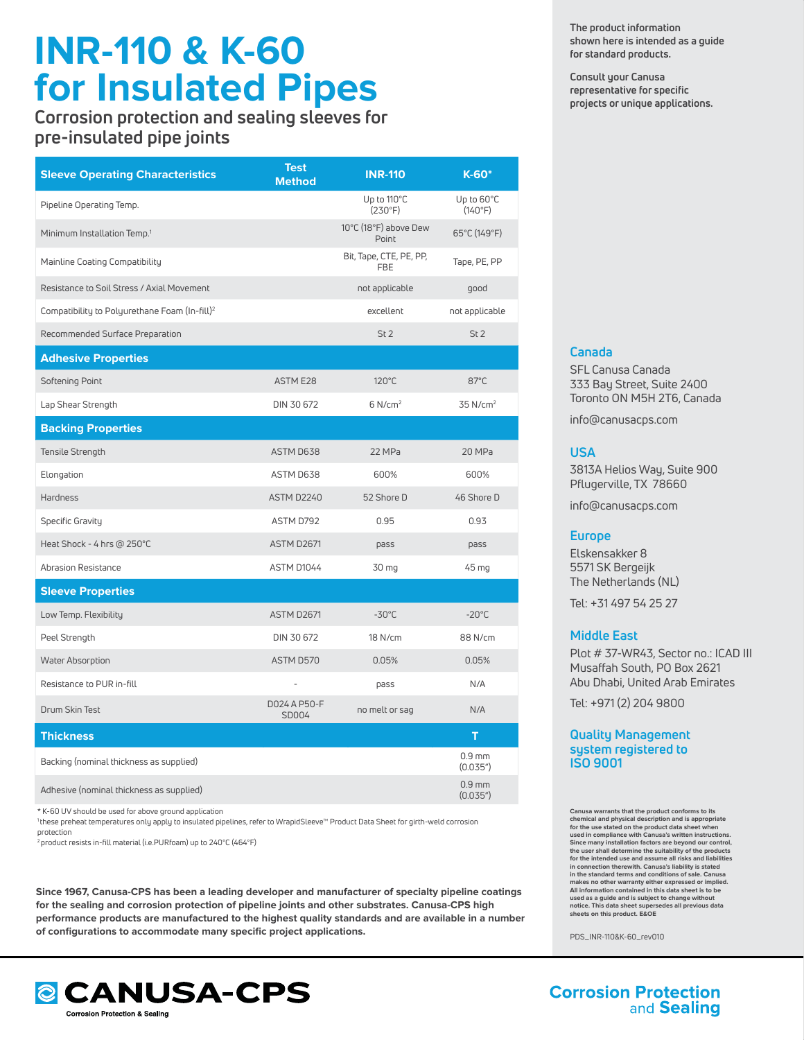# INR-110 & K-60 for Insulated Pipes

## Corrosion protection and sealing sleeves for pre-insulated pipe joints

| Sleeve Operating Characteristics | Test Method | INR-110 | K-60* |
|---|---|---|---|
| Pipeline Operating Temp. | | Up to 110°C (230°F) | Up to 60°C (140°F) |
| Minimum Installation Temp.[1] | | 10°C (18°F) above Dew Point | 65°C (149°F) |
| Mainline Coating Compatibility | | Bit, Tape, CTE, PE, PP, FBE | Tape, PE, PP |
| Resistance to Soil Stress / Axial Movement | | not applicable | good |
| Compatibility to Polyurethane Foam (In-fill)[2] | | excellent | not applicable |
| Recommended Surface Preparation | | St 2 | St 2 |
| **Adhesive Properties** | | | |
| Softening Point | ASTM E28 | 120°C | 87°C |
| Lap Shear Strength | DIN 30 672 | 6 N/cm² | 35 N/cm² |
| **Backing Properties** | | | |
| Tensile Strength | ASTM D638 | 22 MPa | 20 MPa |
| Elongation | ASTM D638 | 600% | 600% |
| Hardness | ASTM D2240 | 52 Shore D | 46 Shore D |
| Specific Gravity | ASTM D792 | 0.95 | 0.93 |
| Heat Shock - 4 hrs @ 250°C | ASTM D2671 | pass | pass |
| Abrasion Resistance | ASTM D1044 | 30 mg | 45 mg |
| **Sleeve Properties** | | | |
| Low Temp. Flexibility | ASTM D2671 | -30°C | -20°C |
| Peel Strength | DIN 30 672 | 18 N/cm | 88 N/cm |
| Water Absorption | ASTM D570 | 0.05% | 0.05% |
| Resistance to PUR in-fill | - | pass | N/A |
| Drum Skin Test | D024 A P50-F SD004 | no melt or sag | N/A |
| **Thickness** | | | **T** |
| Backing (nominal thickness as supplied) | | | 0.9 mm (0.035") |
| Adhesive (nominal thickness as supplied) | | | 0.9 mm (0.035") |

\* K-60 UV should be used for above ground application

[1] these preheat temperatures only apply to insulated pipelines, refer to WrapidSleeve™ Product Data Sheet for girth-weld corrosion protection

[2] product resists in-fill material (i.e.PURfoam) up to 240°C (464°F)

**Since 1967, Canusa-CPS has been a leading developer and manufacturer of specialty pipeline coatings for the sealing and corrosion protection of pipeline joints and other substrates. Canusa-CPS high performance products are manufactured to the highest quality standards and are available in a number of configurations to accommodate many specific project applications.**

The product information shown here is intended as a guide for standard products.

Consult your Canusa representative for specific projects or unique applications.

### Canada

SFL Canusa Canada
333 Bay Street, Suite 2400
Toronto ON M5H 2T6, Canada

info@canusacps.com

### USA

3813A Helios Way, Suite 900
Pflugerville, TX 78660

info@canusacps.com

### Europe

Elskensakker 8
5571 SK Bergeijk
The Netherlands (NL)

Tel: +31 497 54 25 27

### Middle East

Plot # 37-WR43, Sector no.: ICAD III
Musaffah South, PO Box 2621
Abu Dhabi, United Arab Emirates

Tel: +971 (2) 204 9800

### Quality Management system registered to ISO 9001

Canusa warrants that the product conforms to its chemical and physical description and is appropriate for the use stated on the product data sheet when used in compliance with Canusa's written instructions. Since many installation factors are beyond our control, the user shall determine the suitability of the products for the intended use and assume all risks and liabilities in connection therewith. Canusa's liability is stated in the standard terms and conditions of sale. Canusa makes no other warranty either expressed or implied. All information contained in this data sheet is to be used as a guide and is subject to change without notice. This data sheet supersedes all previous data sheets on this product. E&OE

PDS_INR-110&K-60_rev010

CANUSA-CPS
Corrosion Protection & Sealing

Corrosion Protection and Sealing